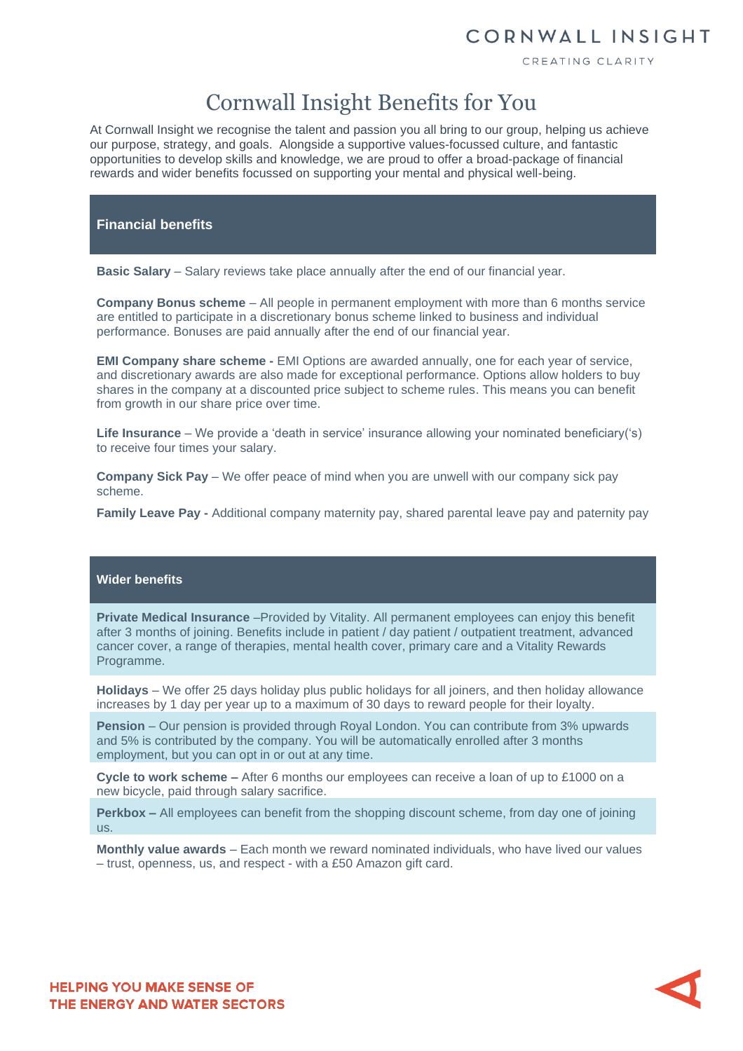CORNWALL INSIGHT

CREATING CLARITY

# Cornwall Insight Benefits for You

At Cornwall Insight we recognise the talent and passion you all bring to our group, helping us achieve our purpose, strategy, and goals. Alongside a supportive values-focussed culture, and fantastic opportunities to develop skills and knowledge, we are proud to offer a broad-package of financial rewards and wider benefits focussed on supporting your mental and physical well-being.

## Financial benefits

**Basic Salary** – Salary reviews take place annually after the end of our financial year.

**Company Bonus scheme** – All people in permanent employment with more than 6 months service are entitled to participate in a discretionary bonus scheme linked to business and individual performance. Bonuses are paid annually after the end of our financial year.

**EMI Company share scheme -** EMI Options are awarded annually, one for each year of service, and discretionary awards are also made for exceptional performance. Options allow holders to buy shares in the company at a discounted price subject to scheme rules. This means you can benefit from growth in our share price over time.

**Life Insurance** – We provide a 'death in service' insurance allowing your nominated beneficiary('s) to receive four times your salary.

**Company Sick Pay** – We offer peace of mind when you are unwell with our company sick pay scheme.

**Family Leave Pay -** Additional company maternity pay, shared parental leave pay and paternity pay

## Wider benefits

**Private Medical Insurance** –Provided by Vitality. All permanent employees can enjoy this benefit after 3 months of joining. Benefits include in patient / day patient / outpatient treatment, advanced cancer cover, a range of therapies, mental health cover, primary care and a Vitality Rewards Programme.

**Holidays** – We offer 25 days holiday plus public holidays for all joiners, and then holiday allowance increases by 1 day per year up to a maximum of 30 days to reward people for their loyalty.

**Pension** – Our pension is provided through Royal London. You can contribute from 3% upwards and 5% is contributed by the company. You will be automatically enrolled after 3 months employment, but you can opt in or out at any time.

**Cycle to work scheme –** After 6 months our employees can receive a loan of up to £1000 on a new bicycle, paid through salary sacrifice.

**Perkbox –** All employees can benefit from the shopping discount scheme, from day one of joining us.

**Monthly value awards** – Each month we reward nominated individuals, who have lived our values – trust, openness, us, and respect - with a £50 Amazon gift card.

HELPING YOU MAKE SENSE OF THE ENERGY AND WATER SECTORS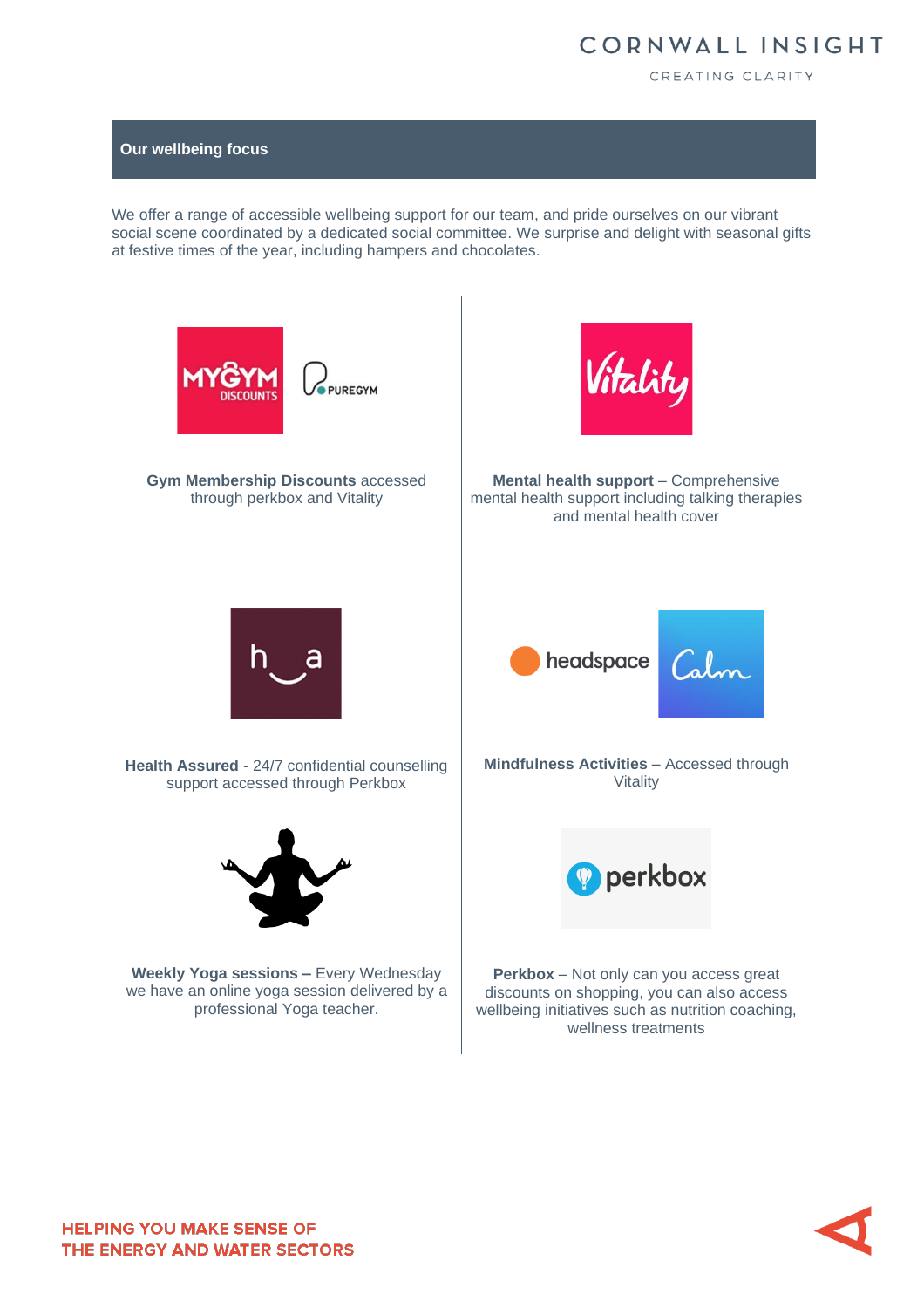## Our wellbeing focus

We offer a range of accessible wellbeing support for our team, and pride ourselves on our vibrant social scene coordinated by a dedicated social committee. We surprise and delight with seasonal gifts at festive times of the year, including hampers and chocolates.

**Gym Membership Discounts** accessed through perkbox and Vitality

**Mental health support** – Comprehensive mental health support including talking therapies and mental health cover

**Health Assured** - 24/7 confidential counselling support accessed through Perkbox

**Mindfulness Activities** – Accessed through Vitality

**Weekly Yoga sessions –** Every Wednesday we have an online yoga session delivered by a professional Yoga teacher.

**Perkbox** – Not only can you access great discounts on shopping, you can also access wellbeing initiatives such as nutrition coaching, wellness treatments